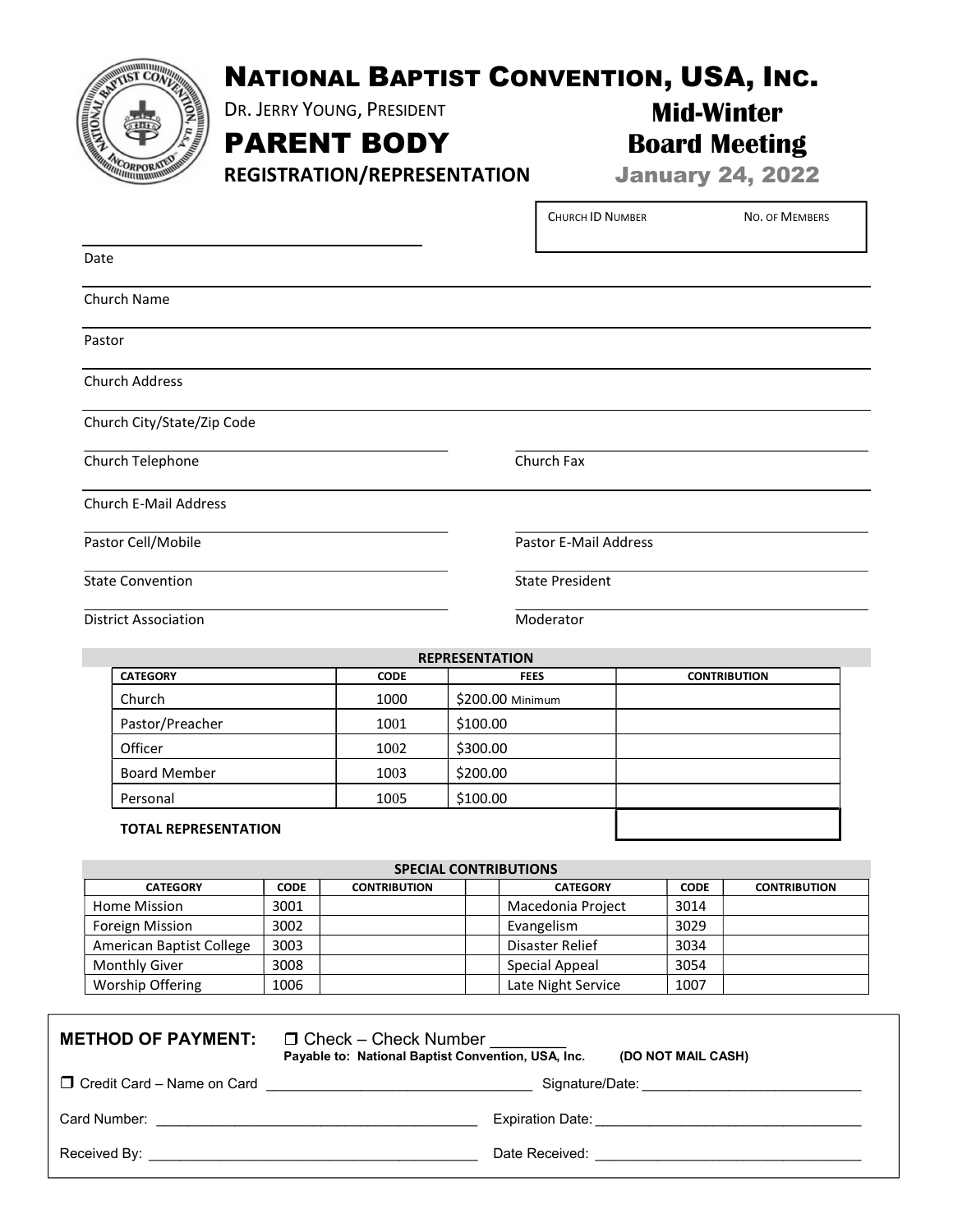# NATIONAL BAPTIST CONVENTION, USA, INC.

DR. JERRY YOUNG, PRESIDENT

## PARENT BODY

**REGISTRATION/REPRESENTATION**

## Mid-Winter Board Meeting

**January 24, 2022**

| CHURCH ID NUMBER | NO. OF MEMBERS |
| --- | --- |
| | |

Date ______________________

Church Name ______________________

Pastor ______________________

Church Address ______________________

Church City/State/Zip Code ______________________

Church Telephone ______________________ Church Fax ______________________

Church E-Mail Address ______________________

Pastor Cell/Mobile ______________________ Pastor E-Mail Address ______________________

State Convention ______________________ State President ______________________

District Association ______________________ Moderator ______________________

**REPRESENTATION**

| CATEGORY | CODE | FEES | CONTRIBUTION |
| --- | --- | --- | --- |
| Church | 1000 | $200.00 Minimum | |
| Pastor/Preacher | 1001 | $100.00 | |
| Officer | 1002 | $300.00 | |
| Board Member | 1003 | $200.00 | |
| Personal | 1005 | $100.00 | |
| **TOTAL REPRESENTATION** | | | |

**SPECIAL CONTRIBUTIONS**

| CATEGORY | CODE | CONTRIBUTION | | CATEGORY | CODE | CONTRIBUTION |
| --- | --- | --- | --- | --- | --- | --- |
| Home Mission | 3001 | | | Macedonia Project | 3014 | |
| Foreign Mission | 3002 | | | Evangelism | 3029 | |
| American Baptist College | 3003 | | | Disaster Relief | 3034 | |
| Monthly Giver | 3008 | | | Special Appeal | 3054 | |
| Worship Offering | 1006 | | | Late Night Service | 1007 | |

**METHOD OF PAYMENT:** ☐ Check – Check Number ________
**Payable to: National Baptist Convention, USA, Inc. (DO NOT MAIL CASH)**

☐ Credit Card – Name on Card ______________________ Signature/Date: ______________________

Card Number: ______________________ Expiration Date: ______________________

Received By: ______________________ Date Received: ______________________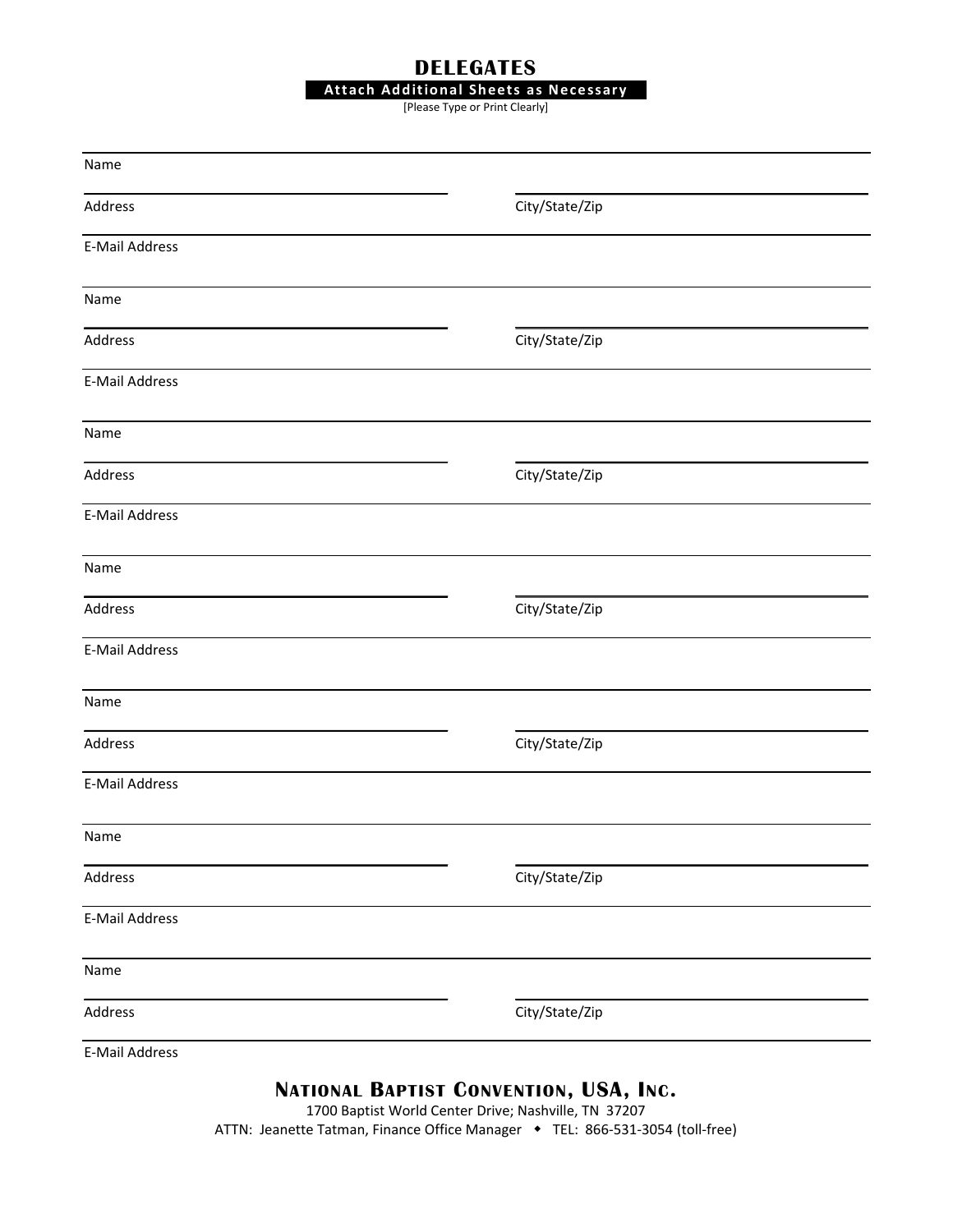# DELEGATES

**Attach Additional Sheets as Necessary**

[Please Type or Print Clearly]

Name

Address | City/State/Zip

E-Mail Address

Name

Address | City/State/Zip

E-Mail Address

Name

Address | City/State/Zip

E-Mail Address

Name

Address | City/State/Zip

E-Mail Address

Name

Address | City/State/Zip

E-Mail Address

Name

Address | City/State/Zip

E-Mail Address

Name

Address | City/State/Zip

E-Mail Address

**NATIONAL BAPTIST CONVENTION, USA, INC.**

1700 Baptist World Center Drive; Nashville, TN 37207

ATTN: Jeanette Tatman, Finance Office Manager ◆ TEL: 866-531-3054 (toll-free)